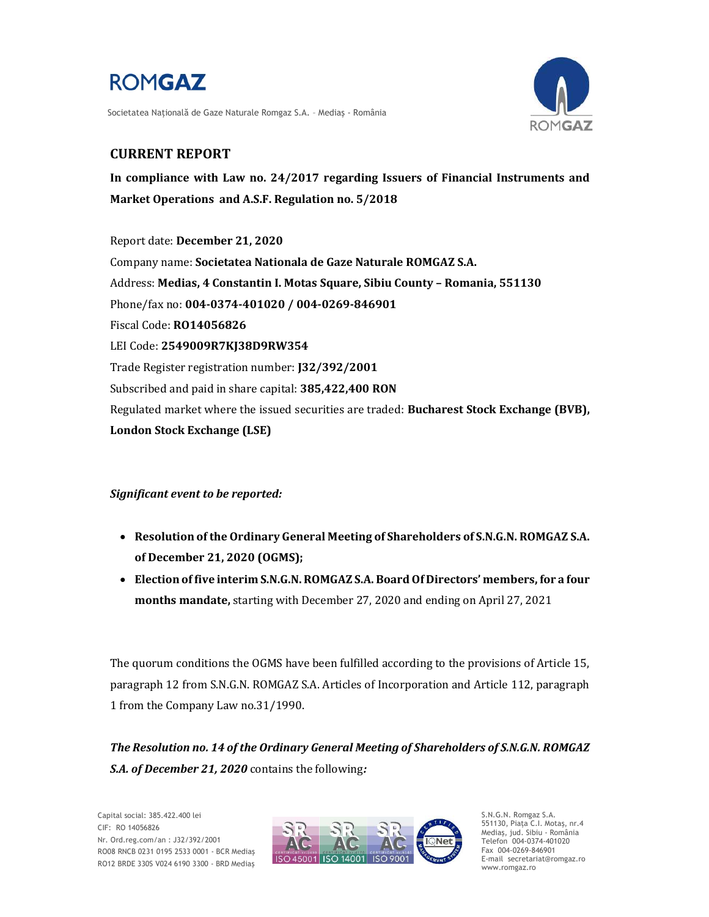# ROMGAZ

Societatea Națională de Gaze Naturale Romgaz S.A. – Mediaș - România

## CURRENT REPORT

**In compliance with Law no. 24/2017 regarding Issuers of Financial Instruments and Market Operations and A.S.F. Regulation no. 5/2018**

Report date: **December 21, 2020**
Company name: **Societatea Nationala de Gaze Naturale ROMGAZ S.A.**
Address: **Medias, 4 Constantin I. Motas Square, Sibiu County – Romania, 551130**
Phone/fax no: **004-0374-401020 / 004-0269-846901**
Fiscal Code: **RO14056826**
LEI Code: **2549009R7KJ38D9RW354**
Trade Register registration number: **J32/392/2001**
Subscribed and paid in share capital: **385,422,400 RON**
Regulated market where the issued securities are traded: **Bucharest Stock Exchange (BVB), London Stock Exchange (LSE)**

***Significant event to be reported:***

- **Resolution of the Ordinary General Meeting of Shareholders of S.N.G.N. ROMGAZ S.A. of December 21, 2020 (OGMS);**
- **Election of five interim S.N.G.N. ROMGAZ S.A. Board Of Directors' members, for a four months mandate,** starting with December 27, 2020 and ending on April 27, 2021

The quorum conditions the OGMS have been fulfilled according to the provisions of Article 15, paragraph 12 from S.N.G.N. ROMGAZ S.A. Articles of Incorporation and Article 112, paragraph 1 from the Company Law no.31/1990.

***The Resolution no. 14 of the Ordinary General Meeting of Shareholders of S.N.G.N. ROMGAZ S.A. of December 21, 2020*** contains the following***:***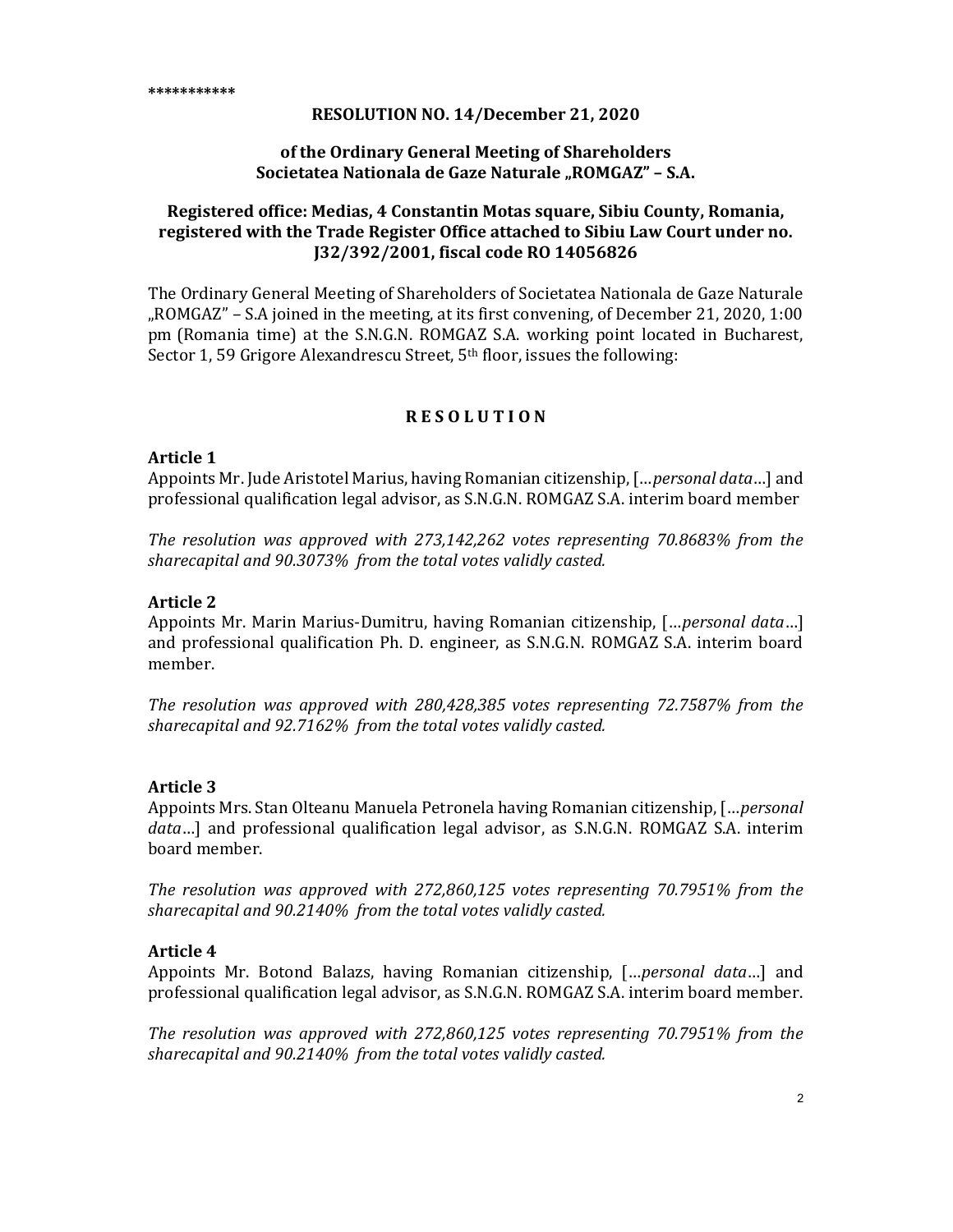***********

**RESOLUTION NO. 14/December 21, 2020**

**of the Ordinary General Meeting of Shareholders**
**Societatea Nationala de Gaze Naturale „ROMGAZ" – S.A.**

**Registered office: Medias, 4 Constantin Motas square, Sibiu County, Romania, registered with the Trade Register Office attached to Sibiu Law Court under no. J32/392/2001, fiscal code RO 14056826**

The Ordinary General Meeting of Shareholders of Societatea Nationala de Gaze Naturale „ROMGAZ" – S.A joined in the meeting, at its first convening, of December 21, 2020, 1:00 pm (Romania time) at the S.N.G.N. ROMGAZ S.A. working point located in Bucharest, Sector 1, 59 Grigore Alexandrescu Street, 5th floor, issues the following:

## R E S O L U T I O N

### Article 1

Appoints Mr. Jude Aristotel Marius, having Romanian citizenship, […*personal data*…] and professional qualification legal advisor, as S.N.G.N. ROMGAZ S.A. interim board member

*The resolution was approved with 273,142,262 votes representing 70.8683% from the sharecapital and 90.3073% from the total votes validly casted.*

### Article 2

Appoints Mr. Marin Marius-Dumitru, having Romanian citizenship, […*personal data*…] and professional qualification Ph. D. engineer, as S.N.G.N. ROMGAZ S.A. interim board member.

*The resolution was approved with 280,428,385 votes representing 72.7587% from the sharecapital and 92.7162% from the total votes validly casted.*

### Article 3

Appoints Mrs. Stan Olteanu Manuela Petronela having Romanian citizenship, […*personal data*…] and professional qualification legal advisor, as S.N.G.N. ROMGAZ S.A. interim board member.

*The resolution was approved with 272,860,125 votes representing 70.7951% from the sharecapital and 90.2140% from the total votes validly casted.*

### Article 4

Appoints Mr. Botond Balazs, having Romanian citizenship, […*personal data*…] and professional qualification legal advisor, as S.N.G.N. ROMGAZ S.A. interim board member.

*The resolution was approved with 272,860,125 votes representing 70.7951% from the sharecapital and 90.2140% from the total votes validly casted.*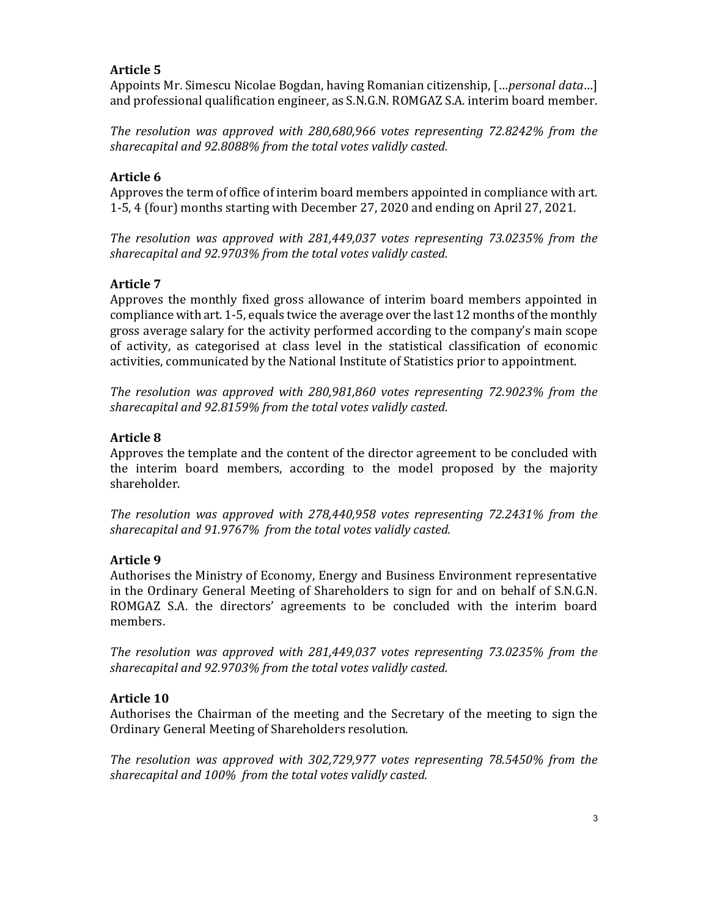### Article 5

Appoints Mr. Simescu Nicolae Bogdan, having Romanian citizenship, [...*personal data*...] and professional qualification engineer, as S.N.G.N. ROMGAZ S.A. interim board member.

*The resolution was approved with 280,680,966 votes representing 72.8242% from the sharecapital and 92.8088% from the total votes validly casted.*

### Article 6

Approves the term of office of interim board members appointed in compliance with art. 1-5, 4 (four) months starting with December 27, 2020 and ending on April 27, 2021.

*The resolution was approved with 281,449,037 votes representing 73.0235% from the sharecapital and 92.9703% from the total votes validly casted.*

### Article 7

Approves the monthly fixed gross allowance of interim board members appointed in compliance with art. 1-5, equals twice the average over the last 12 months of the monthly gross average salary for the activity performed according to the company's main scope of activity, as categorised at class level in the statistical classification of economic activities, communicated by the National Institute of Statistics prior to appointment.

*The resolution was approved with 280,981,860 votes representing 72.9023% from the sharecapital and 92.8159% from the total votes validly casted.*

### Article 8

Approves the template and the content of the director agreement to be concluded with the interim board members, according to the model proposed by the majority shareholder.

*The resolution was approved with 278,440,958 votes representing 72.2431% from the sharecapital and 91.9767% from the total votes validly casted.*

### Article 9

Authorises the Ministry of Economy, Energy and Business Environment representative in the Ordinary General Meeting of Shareholders to sign for and on behalf of S.N.G.N. ROMGAZ S.A. the directors' agreements to be concluded with the interim board members.

*The resolution was approved with 281,449,037 votes representing 73.0235% from the sharecapital and 92.9703% from the total votes validly casted.*

### Article 10

Authorises the Chairman of the meeting and the Secretary of the meeting to sign the Ordinary General Meeting of Shareholders resolution.

*The resolution was approved with 302,729,977 votes representing 78.5450% from the sharecapital and 100% from the total votes validly casted.*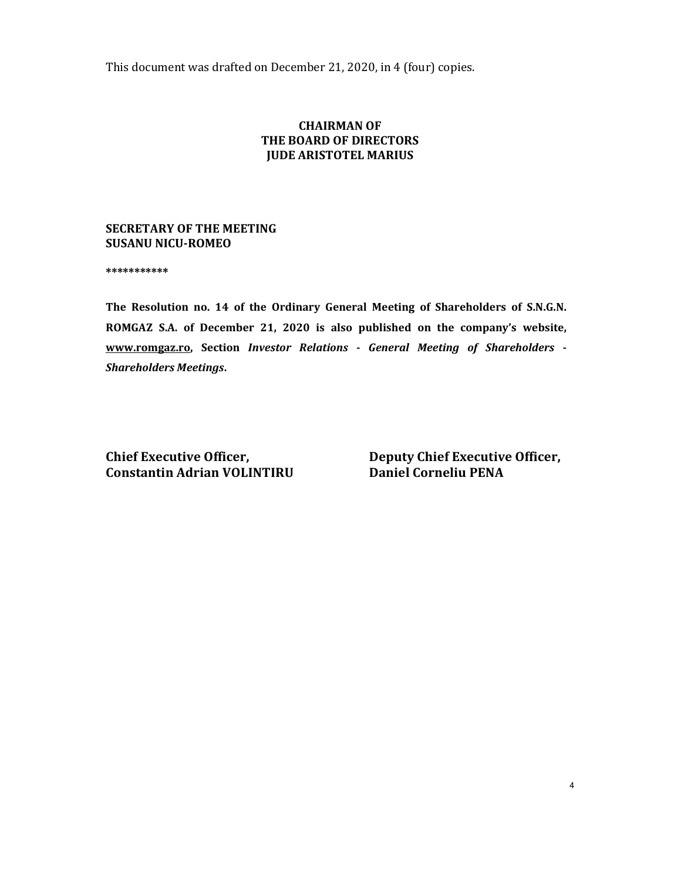This document was drafted on December 21, 2020, in 4 (four) copies.

**CHAIRMAN OF**
**THE BOARD OF DIRECTORS**
**JUDE ARISTOTEL MARIUS**

**SECRETARY OF THE MEETING**
**SUSANU NICU-ROMEO**

***********

**The Resolution no. 14 of the Ordinary General Meeting of Shareholders of S.N.G.N. ROMGAZ S.A. of December 21, 2020 is also published on the company's website, www.romgaz.ro, Section *Investor Relations - General Meeting of Shareholders - Shareholders Meetings*.**

**Chief Executive Officer,**
**Constantin Adrian VOLINTIRU**

**Deputy Chief Executive Officer,**
**Daniel Corneliu PENA**